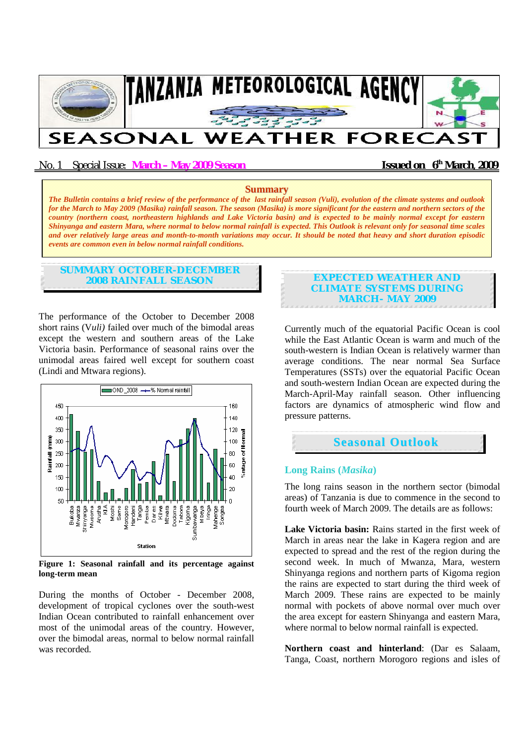# TANZANIA METEOROLOGICAL AGENCY

# SEASONAL WEATHER FORECAST

No. 1 Special Issue: **March – May 2009 Season** **Issued on 6th March, 2009**

## Summary

***The Bulletin contains a brief review of the performance of the last rainfall season (Vuli), evolution of the climate systems and outlook for the March to May 2009 (Masika) rainfall season. The season (Masika) is more significant for the eastern and northern sectors of the country (northern coast, northeastern highlands and Lake Victoria basin) and is expected to be mainly normal except for eastern Shinyanga and eastern Mara, where normal to below normal rainfall is expected. This Outlook is relevant only for seasonal time scales and over relatively large areas and month-to-month variations may occur. It should be noted that heavy and short duration episodic events are common even in below normal rainfall conditions.***

## SUMMARY OCTOBER-DECEMBER 2008 RAINFALL SEASON

The performance of the October to December 2008 short rains (V*uli)* failed over much of the bimodal areas except the western and southern areas of the Lake Victoria basin. Performance of seasonal rains over the unimodal areas faired well except for southern coast (Lindi and Mtwara regions).

**Figure 1: Seasonal rainfall and its percentage against long-term mean**

During the months of October - December 2008, development of tropical cyclones over the south-west Indian Ocean contributed to rainfall enhancement over most of the unimodal areas of the country. However, over the bimodal areas, normal to below normal rainfall was recorded.

## EXPECTED WEATHER AND CLIMATE SYSTEMS DURING MARCH- MAY 2009

Currently much of the equatorial Pacific Ocean is cool while the East Atlantic Ocean is warm and much of the south-western is Indian Ocean is relatively warmer than average conditions. The near normal Sea Surface Temperatures (SSTs) over the equatorial Pacific Ocean and south-western Indian Ocean are expected during the March-April-May rainfall season. Other influencing factors are dynamics of atmospheric wind flow and pressure patterns.

## Seasonal Outlook

### Long Rains (*Masika*)

The long rains season in the northern sector (bimodal areas) of Tanzania is due to commence in the second to fourth week of March 2009. The details are as follows:

**Lake Victoria basin:** Rains started in the first week of March in areas near the lake in Kagera region and are expected to spread and the rest of the region during the second week. In much of Mwanza, Mara, western Shinyanga regions and northern parts of Kigoma region the rains are expected to start during the third week of March 2009. These rains are expected to be mainly normal with pockets of above normal over much over the area except for eastern Shinyanga and eastern Mara, where normal to below normal rainfall is expected.

**Northern coast and hinterland**: (Dar es Salaam, Tanga, Coast, northern Morogoro regions and isles of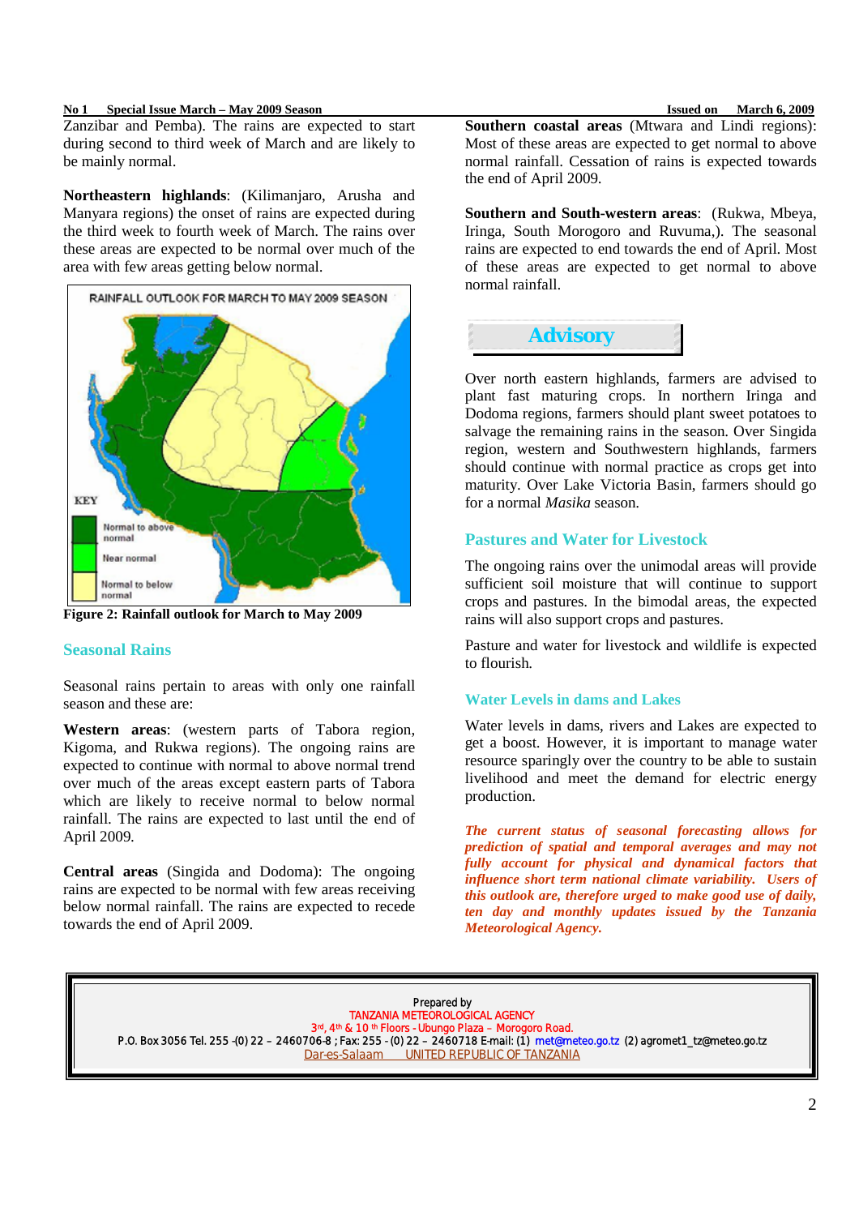Zanzibar and Pemba). The rains are expected to start during second to third week of March and are likely to be mainly normal.

**Northeastern highlands**: (Kilimanjaro, Arusha and Manyara regions) the onset of rains are expected during the third week to fourth week of March. The rains over these areas are expected to be normal over much of the area with few areas getting below normal.

RAINFALL OUTLOOK FOR MARCH TO MAY 2009 SEASON

KEY

Normal to above normal

Near normal

Normal to below normal

**Figure 2: Rainfall outlook for March to May 2009**

## Seasonal Rains

Seasonal rains pertain to areas with only one rainfall season and these are:

**Western areas**: (western parts of Tabora region, Kigoma, and Rukwa regions). The ongoing rains are expected to continue with normal to above normal trend over much of the areas except eastern parts of Tabora which are likely to receive normal to below normal rainfall. The rains are expected to last until the end of April 2009.

**Central areas** (Singida and Dodoma): The ongoing rains are expected to be normal with few areas receiving below normal rainfall. The rains are expected to recede towards the end of April 2009.

**Southern coastal areas** (Mtwara and Lindi regions): Most of these areas are expected to get normal to above normal rainfall. Cessation of rains is expected towards the end of April 2009.

**Southern and South-western areas**: (Rukwa, Mbeya, Iringa, South Morogoro and Ruvuma,). The seasonal rains are expected to end towards the end of April. Most of these areas are expected to get normal to above normal rainfall.

## Advisory

Over north eastern highlands, farmers are advised to plant fast maturing crops. In northern Iringa and Dodoma regions, farmers should plant sweet potatoes to salvage the remaining rains in the season. Over Singida region, western and Southwestern highlands, farmers should continue with normal practice as crops get into maturity. Over Lake Victoria Basin, farmers should go for a normal *Masika* season.

## Pastures and Water for Livestock

The ongoing rains over the unimodal areas will provide sufficient soil moisture that will continue to support crops and pastures. In the bimodal areas, the expected rains will also support crops and pastures.

Pasture and water for livestock and wildlife is expected to flourish.

## Water Levels in dams and Lakes

Water levels in dams, rivers and Lakes are expected to get a boost. However, it is important to manage water resource sparingly over the country to be able to sustain livelihood and meet the demand for electric energy production.

***The current status of seasonal forecasting allows for prediction of spatial and temporal averages and may not fully account for physical and dynamical factors that influence short term national climate variability. Users of this outlook are, therefore urged to make good use of daily, ten day and monthly updates issued by the Tanzania Meteorological Agency.***

Prepared by
TANZANIA METEOROLOGICAL AGENCY
3rd, 4th & 10th Floors - Ubungo Plaza – Morogoro Road.
P.O. Box 3056 Tel. 255 -(0) 22 – 2460706-8 ; Fax: 255 - (0) 22 – 2460718 E-mail: (1) met@meteo.go.tz (2) agromet1_tz@meteo.go.tz
Dar-es-Salaam UNITED REPUBLIC OF TANZANIA